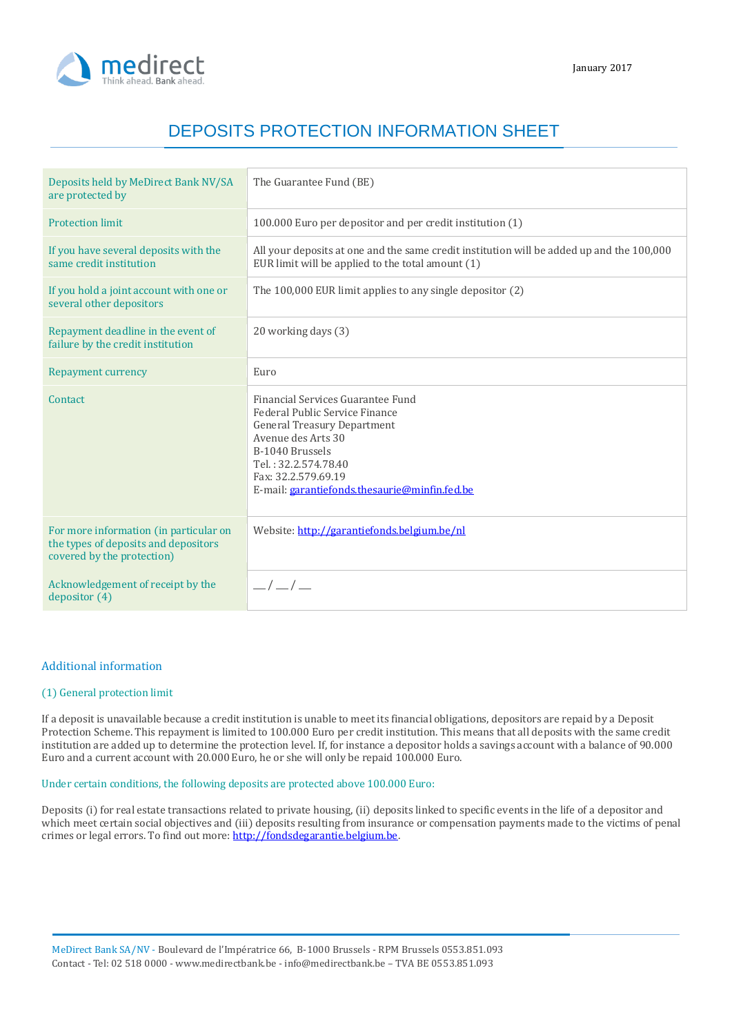medirect
Think ahead. Bank ahead.

January 2017

# DEPOSITS PROTECTION INFORMATION SHEET

| | |
|---|---|
| Deposits held by MeDirect Bank NV/SA are protected by | The Guarantee Fund (BE) |
| Protection limit | 100.000 Euro per depositor and per credit institution (1) |
| If you have several deposits with the same credit institution | All your deposits at one and the same credit institution will be added up and the 100,000 EUR limit will be applied to the total amount (1) |
| If you hold a joint account with one or several other depositors | The 100,000 EUR limit applies to any single depositor (2) |
| Repayment deadline in the event of failure by the credit institution | 20 working days (3) |
| Repayment currency | Euro |
| Contact | Financial Services Guarantee Fund<br>Federal Public Service Finance<br>General Treasury Department<br>Avenue des Arts 30<br>B-1040 Brussels<br>Tel. : 32.2.574.78.40<br>Fax: 32.2.579.69.19<br>E-mail: garantiefonds.thesaurie@minfin.fed.be |
| For more information (in particular on the types of deposits and depositors covered by the protection) | Website: http://garantiefonds.belgium.be/nl |
| Acknowledgement of receipt by the depositor (4) | __ / __ / __ |

## Additional information

### (1) General protection limit

If a deposit is unavailable because a credit institution is unable to meet its financial obligations, depositors are repaid by a Deposit Protection Scheme. This repayment is limited to 100.000 Euro per credit institution. This means that all deposits with the same credit institution are added up to determine the protection level. If, for instance a depositor holds a savings account with a balance of 90.000 Euro and a current account with 20.000 Euro, he or she will only be repaid 100.000 Euro.

Under certain conditions, the following deposits are protected above 100.000 Euro:

Deposits (i) for real estate transactions related to private housing, (ii) deposits linked to specific events in the life of a depositor and which meet certain social objectives and (iii) deposits resulting from insurance or compensation payments made to the victims of penal crimes or legal errors. To find out more: http://fondsdegarantie.belgium.be.

MeDirect Bank SA/NV - Boulevard de l'Impératrice 66, B-1000 Brussels - RPM Brussels 0553.851.093
Contact - Tel: 02 518 0000 - www.medirectbank.be - info@medirectbank.be – TVA BE 0553.851.093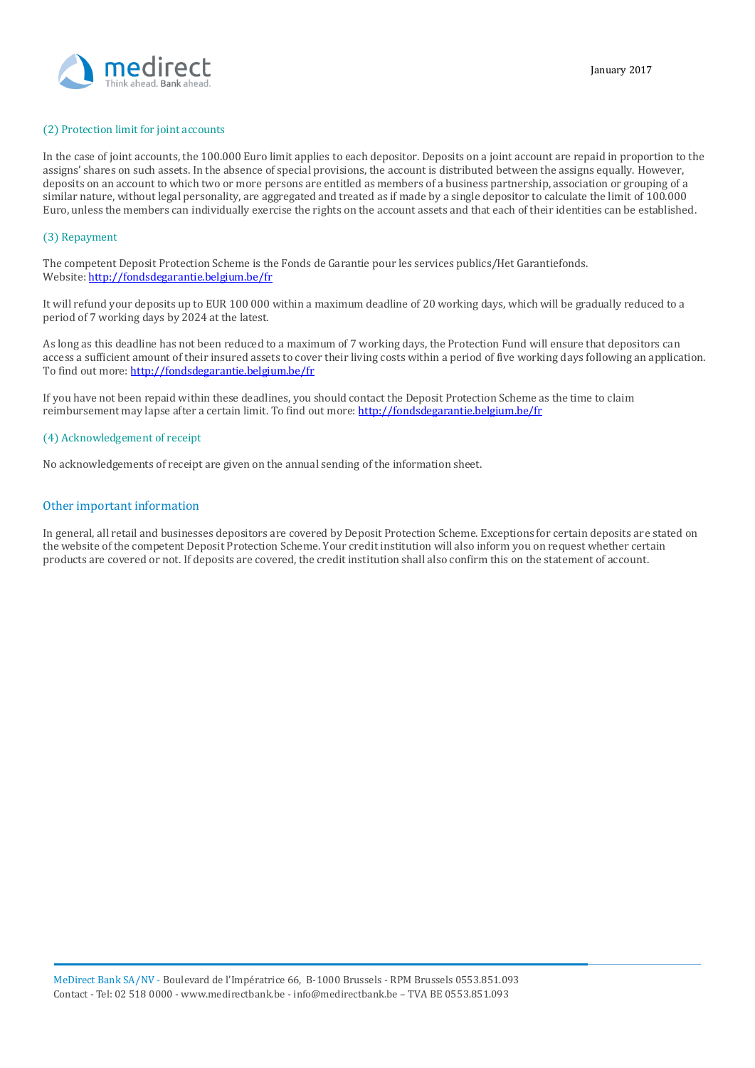### (2) Protection limit for joint accounts

In the case of joint accounts, the 100.000 Euro limit applies to each depositor. Deposits on a joint account are repaid in proportion to the assigns' shares on such assets. In the absence of special provisions, the account is distributed between the assigns equally. However, deposits on an account to which two or more persons are entitled as members of a business partnership, association or grouping of a similar nature, without legal personality, are aggregated and treated as if made by a single depositor to calculate the limit of 100.000 Euro, unless the members can individually exercise the rights on the account assets and that each of their identities can be established.

### (3) Repayment

The competent Deposit Protection Scheme is the Fonds de Garantie pour les services publics/Het Garantiefonds.
Website: [http://fondsdegarantie.belgium.be/fr](http://fondsdegarantie.belgium.be/fr)

It will refund your deposits up to EUR 100 000 within a maximum deadline of 20 working days, which will be gradually reduced to a period of 7 working days by 2024 at the latest.

As long as this deadline has not been reduced to a maximum of 7 working days, the Protection Fund will ensure that depositors can access a sufficient amount of their insured assets to cover their living costs within a period of five working days following an application. To find out more: [http://fondsdegarantie.belgium.be/fr](http://fondsdegarantie.belgium.be/fr)

If you have not been repaid within these deadlines, you should contact the Deposit Protection Scheme as the time to claim reimbursement may lapse after a certain limit. To find out more: [http://fondsdegarantie.belgium.be/fr](http://fondsdegarantie.belgium.be/fr)

### (4) Acknowledgement of receipt

No acknowledgements of receipt are given on the annual sending of the information sheet.

## Other important information

In general, all retail and businesses depositors are covered by Deposit Protection Scheme. Exceptions for certain deposits are stated on the website of the competent Deposit Protection Scheme. Your credit institution will also inform you on request whether certain products are covered or not. If deposits are covered, the credit institution shall also confirm this on the statement of account.